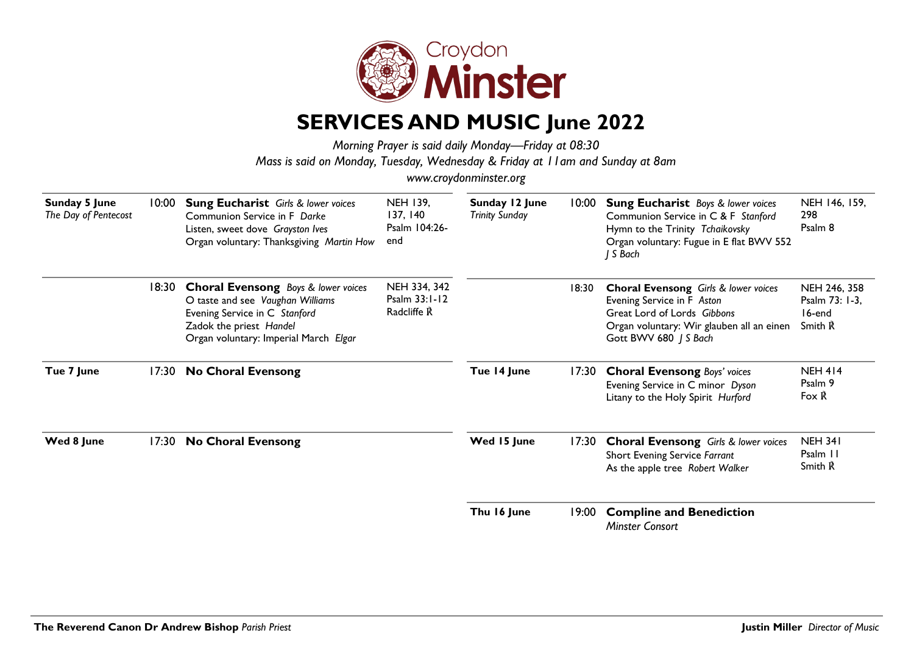Croydon **Minster**

# SERVICES AND MUSIC June 2022

*Morning Prayer is said daily Monday—Friday at 08:30*
*Mass is said on Monday, Tuesday, Wednesday & Friday at 11am and Sunday at 8am*
*www.croydonminster.org*

| Date | Time | Service | Hymns/Psalm |
|---|---|---|---|
| **Sunday 5 June** *The Day of Pentecost* | 10:00 | **Sung Eucharist** *Girls & lower voices* Communion Service in F *Darke* Listen, sweet dove *Grayston Ives* Organ voluntary: Thanksgiving *Martin How* | NEH 139, 137, 140 Psalm 104:26-end |
| | 18:30 | **Choral Evensong** *Boys & lower voices* O taste and see *Vaughan Williams* Evening Service in C *Stanford* Zadok the priest *Handel* Organ voluntary: Imperial March *Elgar* | NEH 334, 342 Psalm 33:1-12 Radcliffe ℟ |
| **Tue 7 June** | 17:30 | **No Choral Evensong** | |
| **Wed 8 June** | 17:30 | **No Choral Evensong** | |
| **Sunday 12 June** *Trinity Sunday* | 10:00 | **Sung Eucharist** *Boys & lower voices* Communion Service in C & F *Stanford* Hymn to the Trinity *Tchaikovsky* Organ voluntary: Fugue in E flat BWV 552 *J S Bach* | NEH 146, 159, 298 Psalm 8 |
| | 18:30 | **Choral Evensong** *Girls & lower voices* Evening Service in F *Aston* Great Lord of Lords *Gibbons* Organ voluntary: Wir glauben all an einen Gott BWV 680 *J S Bach* | NEH 246, 358 Psalm 73: 1-3, 16-end Smith ℟ |
| **Tue 14 June** | 17:30 | **Choral Evensong** *Boys' voices* Evening Service in C minor *Dyson* Litany to the Holy Spirit *Hurford* | NEH 414 Psalm 9 Fox ℟ |
| **Wed 15 June** | 17:30 | **Choral Evensong** *Girls & lower voices* Short Evening Service *Farrant* As the apple tree *Robert Walker* | NEH 341 Psalm 11 Smith ℟ |
| **Thu 16 June** | 19:00 | **Compline and Benediction** *Minster Consort* | |

**The Reverend Canon Dr Andrew Bishop** *Parish Priest*

**Justin Miller** *Director of Music*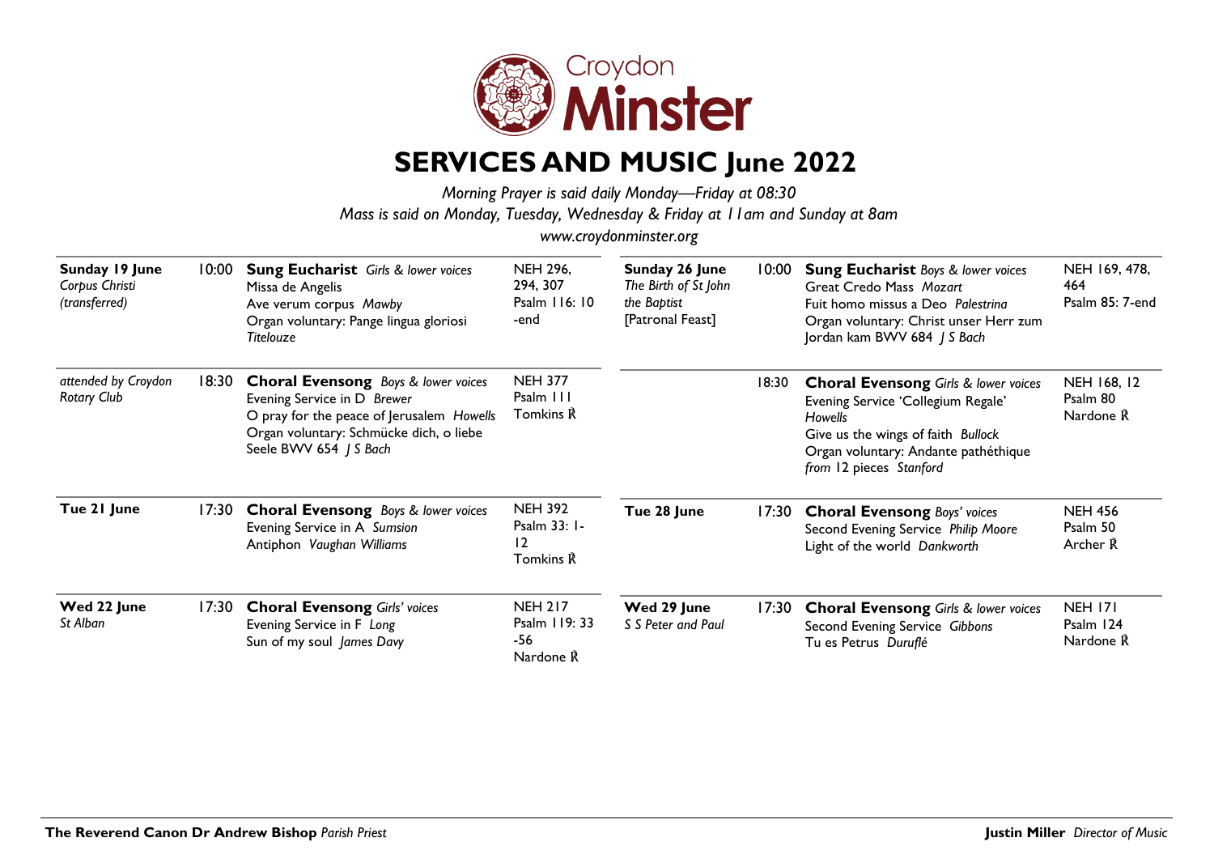Croydon **Minster**

# SERVICES AND MUSIC June 2022

*Morning Prayer is said daily Monday—Friday at 08:30*

*Mass is said on Monday, Tuesday, Wednesday & Friday at 11am and Sunday at 8am*

*www.croydonminster.org*

| Date | Time | Service & Music | Hymns / Psalm |
| --- | --- | --- | --- |
| **Sunday 19 June** *Corpus Christi (transferred)* | 10:00 | **Sung Eucharist** *Girls & lower voices*<br>Missa de Angelis<br>Ave verum corpus *Mawby*<br>Organ voluntary: Pange lingua gloriosi *Titelouze* | NEH 296, 294, 307<br>Psalm 116: 10 -end |
| *attended by Croydon Rotary Club* | 18:30 | **Choral Evensong** *Boys & lower voices*<br>Evening Service in D *Brewer*<br>O pray for the peace of Jerusalem *Howells*<br>Organ voluntary: Schmücke dich, o liebe Seele BWV 654 *J S Bach* | NEH 377<br>Psalm 111<br>Tomkins ℟ |
| **Tue 21 June** | 17:30 | **Choral Evensong** *Boys & lower voices*<br>Evening Service in A *Sumsion*<br>Antiphon *Vaughan Williams* | NEH 392<br>Psalm 33: 1-12<br>Tomkins ℟ |
| **Wed 22 June** *St Alban* | 17:30 | **Choral Evensong** *Girls' voices*<br>Evening Service in F *Long*<br>Sun of my soul *James Davy* | NEH 217<br>Psalm 119: 33 -56<br>Nardone ℟ |
| **Sunday 26 June** *The Birth of St John the Baptist* [Patronal Feast] | 10:00 | **Sung Eucharist** *Boys & lower voices*<br>Great Credo Mass *Mozart*<br>Fuit homo missus a Deo *Palestrina*<br>Organ voluntary: Christ unser Herr zum Jordan kam BWV 684 *J S Bach* | NEH 169, 478, 464<br>Psalm 85: 7-end |
| | 18:30 | **Choral Evensong** *Girls & lower voices*<br>Evening Service 'Collegium Regale' *Howells*<br>Give us the wings of faith *Bullock*<br>Organ voluntary: Andante pathéthique *from* 12 pieces *Stanford* | NEH 168, 12<br>Psalm 80<br>Nardone ℟ |
| **Tue 28 June** | 17:30 | **Choral Evensong** *Boys' voices*<br>Second Evening Service *Philip Moore*<br>Light of the world *Dankworth* | NEH 456<br>Psalm 50<br>Archer ℟ |
| **Wed 29 June** *S S Peter and Paul* | 17:30 | **Choral Evensong** *Girls & lower voices*<br>Second Evening Service *Gibbons*<br>Tu es Petrus *Duruflé* | NEH 171<br>Psalm 124<br>Nardone ℟ |

**The Reverend Canon Dr Andrew Bishop** *Parish Priest*

**Justin Miller** *Director of Music*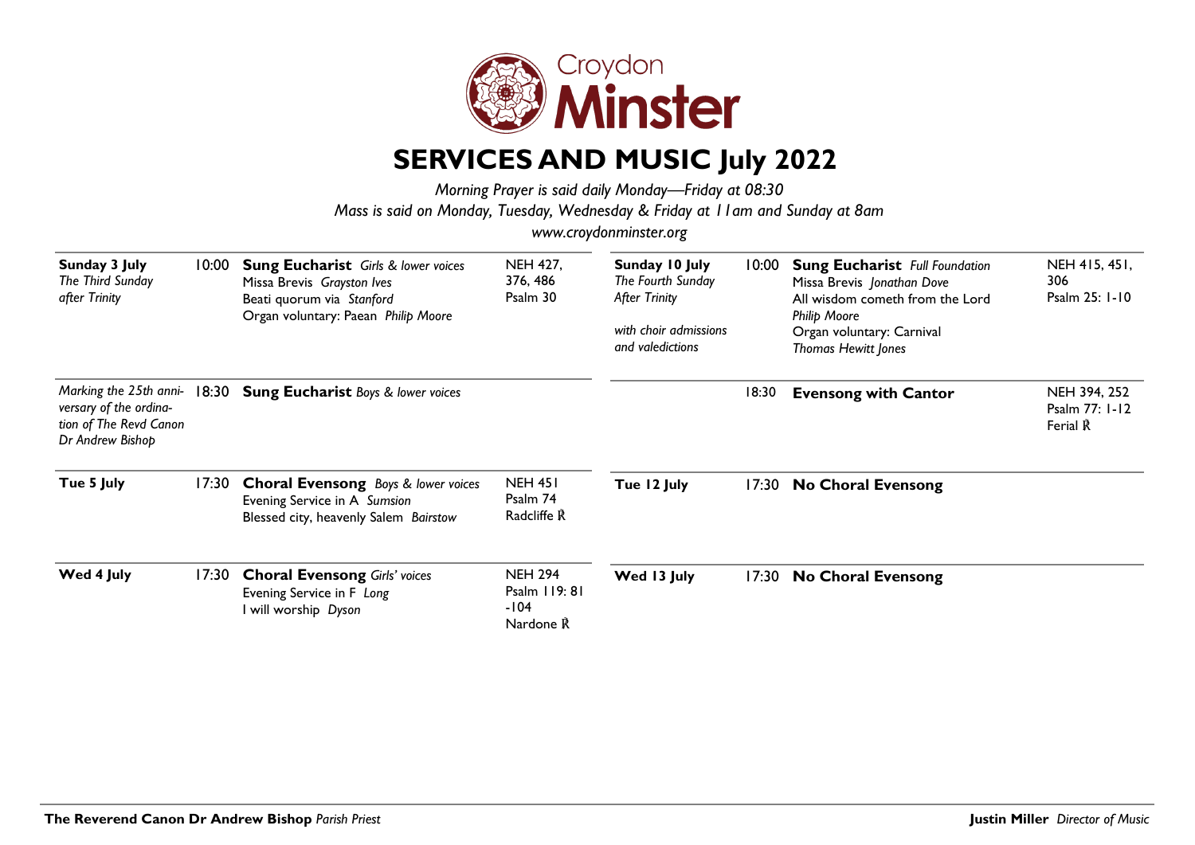# Croydon Minster

# SERVICES AND MUSIC July 2022

*Morning Prayer is said daily Monday—Friday at 08:30*

*Mass is said on Monday, Tuesday, Wednesday & Friday at 11am and Sunday at 8am*

*www.croydonminster.org*

| | | | |
|---|---|---|---|
| **Sunday 3 July**<br>*The Third Sunday after Trinity* | 10:00 | **Sung Eucharist** *Girls & lower voices*<br>Missa Brevis *Grayston Ives*<br>Beati quorum via *Stanford*<br>Organ voluntary: Paean *Philip Moore* | NEH 427, 376, 486<br>Psalm 30 |
| *Marking the 25th anniversary of the ordination of The Revd Canon Dr Andrew Bishop* | 18:30 | **Sung Eucharist** *Boys & lower voices* | |
| **Tue 5 July** | 17:30 | **Choral Evensong** *Boys & lower voices*<br>Evening Service in A *Sumsion*<br>Blessed city, heavenly Salem *Bairstow* | NEH 451<br>Psalm 74<br>Radcliffe ℟ |
| **Wed 4 July** | 17:30 | **Choral Evensong** *Girls' voices*<br>Evening Service in F *Long*<br>I will worship *Dyson* | NEH 294<br>Psalm 119: 81-104<br>Nardone ℟ |
| **Sunday 10 July**<br>*The Fourth Sunday After Trinity*<br><br>*with choir admissions and valedictions* | 10:00 | **Sung Eucharist** *Full Foundation*<br>Missa Brevis *Jonathan Dove*<br>All wisdom cometh from the Lord *Philip Moore*<br>Organ voluntary: Carnival *Thomas Hewitt Jones* | NEH 415, 451, 306<br>Psalm 25: 1-10 |
| | 18:30 | **Evensong with Cantor** | NEH 394, 252<br>Psalm 77: 1-12<br>Ferial ℟ |
| **Tue 12 July** | 17:30 | **No Choral Evensong** | |
| **Wed 13 July** | 17:30 | **No Choral Evensong** | |

**The Reverend Canon Dr Andrew Bishop** *Parish Priest*

**Justin Miller** *Director of Music*